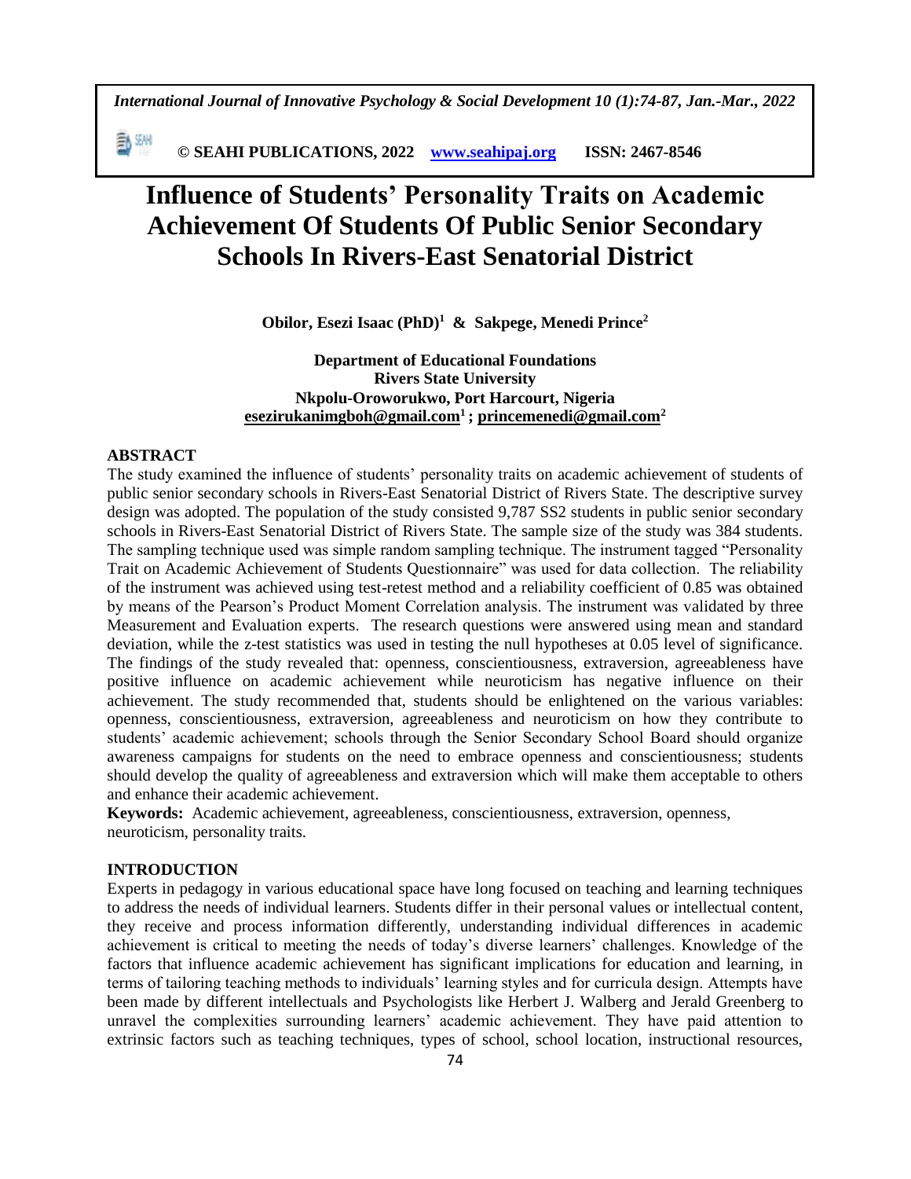# Influence of Students' Personality Traits on Academic Achievement Of Students Of Public Senior Secondary Schools In Rivers-East Senatorial District

**Obilor, Esezi Isaac (PhD)[1] & Sakpege, Menedi Prince[2]**

**Department of Educational Foundations**
**Rivers State University**
**Nkpolu-Oroworukwo, Port Harcourt, Nigeria**
**esezirukanimgboh@gmail.com[1] ; princemenedi@gmail.com[2]**

## ABSTRACT

The study examined the influence of students' personality traits on academic achievement of students of public senior secondary schools in Rivers-East Senatorial District of Rivers State. The descriptive survey design was adopted. The population of the study consisted 9,787 SS2 students in public senior secondary schools in Rivers-East Senatorial District of Rivers State. The sample size of the study was 384 students. The sampling technique used was simple random sampling technique. The instrument tagged "Personality Trait on Academic Achievement of Students Questionnaire" was used for data collection. The reliability of the instrument was achieved using test-retest method and a reliability coefficient of 0.85 was obtained by means of the Pearson's Product Moment Correlation analysis. The instrument was validated by three Measurement and Evaluation experts. The research questions were answered using mean and standard deviation, while the z-test statistics was used in testing the null hypotheses at 0.05 level of significance. The findings of the study revealed that: openness, conscientiousness, extraversion, agreeableness have positive influence on academic achievement while neuroticism has negative influence on their achievement. The study recommended that, students should be enlightened on the various variables: openness, conscientiousness, extraversion, agreeableness and neuroticism on how they contribute to students' academic achievement; schools through the Senior Secondary School Board should organize awareness campaigns for students on the need to embrace openness and conscientiousness; students should develop the quality of agreeableness and extraversion which will make them acceptable to others and enhance their academic achievement.

**Keywords:** Academic achievement, agreeableness, conscientiousness, extraversion, openness, neuroticism, personality traits.

## INTRODUCTION

Experts in pedagogy in various educational space have long focused on teaching and learning techniques to address the needs of individual learners. Students differ in their personal values or intellectual content, they receive and process information differently, understanding individual differences in academic achievement is critical to meeting the needs of today's diverse learners' challenges. Knowledge of the factors that influence academic achievement has significant implications for education and learning, in terms of tailoring teaching methods to individuals' learning styles and for curricula design. Attempts have been made by different intellectuals and Psychologists like Herbert J. Walberg and Jerald Greenberg to unravel the complexities surrounding learners' academic achievement. They have paid attention to extrinsic factors such as teaching techniques, types of school, school location, instructional resources,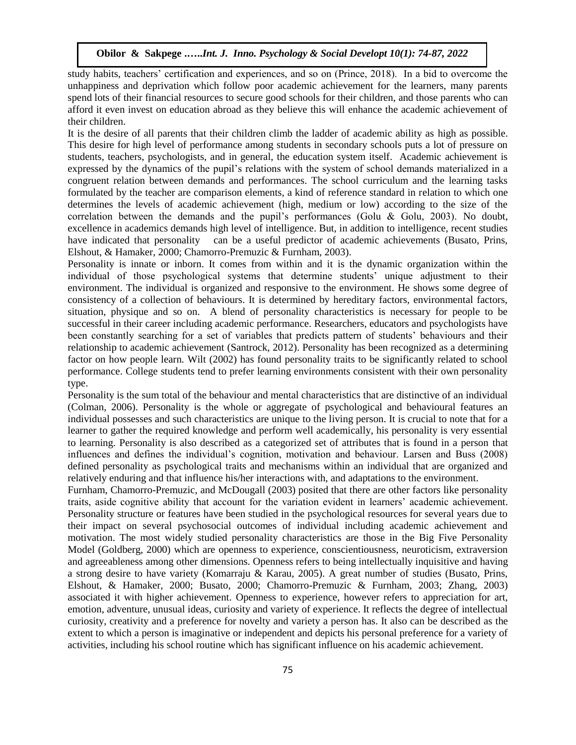study habits, teachers' certification and experiences, and so on (Prince, 2018). In a bid to overcome the unhappiness and deprivation which follow poor academic achievement for the learners, many parents spend lots of their financial resources to secure good schools for their children, and those parents who can afford it even invest on education abroad as they believe this will enhance the academic achievement of their children.

It is the desire of all parents that their children climb the ladder of academic ability as high as possible. This desire for high level of performance among students in secondary schools puts a lot of pressure on students, teachers, psychologists, and in general, the education system itself. Academic achievement is expressed by the dynamics of the pupil's relations with the system of school demands materialized in a congruent relation between demands and performances. The school curriculum and the learning tasks formulated by the teacher are comparison elements, a kind of reference standard in relation to which one determines the levels of academic achievement (high, medium or low) according to the size of the correlation between the demands and the pupil's performances (Golu & Golu, 2003). No doubt, excellence in academics demands high level of intelligence. But, in addition to intelligence, recent studies have indicated that personality can be a useful predictor of academic achievements (Busato, Prins, Elshout, & Hamaker, 2000; Chamorro-Premuzic & Furnham, 2003).

Personality is innate or inborn. It comes from within and it is the dynamic organization within the individual of those psychological systems that determine students' unique adjustment to their environment. The individual is organized and responsive to the environment. He shows some degree of consistency of a collection of behaviours. It is determined by hereditary factors, environmental factors, situation, physique and so on. A blend of personality characteristics is necessary for people to be successful in their career including academic performance. Researchers, educators and psychologists have been constantly searching for a set of variables that predicts pattern of students' behaviours and their relationship to academic achievement (Santrock, 2012). Personality has been recognized as a determining factor on how people learn. Wilt (2002) has found personality traits to be significantly related to school performance. College students tend to prefer learning environments consistent with their own personality type.

Personality is the sum total of the behaviour and mental characteristics that are distinctive of an individual (Colman, 2006). Personality is the whole or aggregate of psychological and behavioural features an individual possesses and such characteristics are unique to the living person. It is crucial to note that for a learner to gather the required knowledge and perform well academically, his personality is very essential to learning. Personality is also described as a categorized set of attributes that is found in a person that influences and defines the individual's cognition, motivation and behaviour. Larsen and Buss (2008) defined personality as psychological traits and mechanisms within an individual that are organized and relatively enduring and that influence his/her interactions with, and adaptations to the environment.

Furnham, Chamorro-Premuzic, and McDougall (2003) posited that there are other factors like personality traits, aside cognitive ability that account for the variation evident in learners' academic achievement. Personality structure or features have been studied in the psychological resources for several years due to their impact on several psychosocial outcomes of individual including academic achievement and motivation. The most widely studied personality characteristics are those in the Big Five Personality Model (Goldberg, 2000) which are openness to experience, conscientiousness, neuroticism, extraversion and agreeableness among other dimensions. Openness refers to being intellectually inquisitive and having a strong desire to have variety (Komarraju & Karau, 2005). A great number of studies (Busato, Prins, Elshout, & Hamaker, 2000; Busato, 2000; Chamorro-Premuzic & Furnham, 2003; Zhang, 2003) associated it with higher achievement. Openness to experience, however refers to appreciation for art, emotion, adventure, unusual ideas, curiosity and variety of experience. It reflects the degree of intellectual curiosity, creativity and a preference for novelty and variety a person has. It also can be described as the extent to which a person is imaginative or independent and depicts his personal preference for a variety of activities, including his school routine which has significant influence on his academic achievement.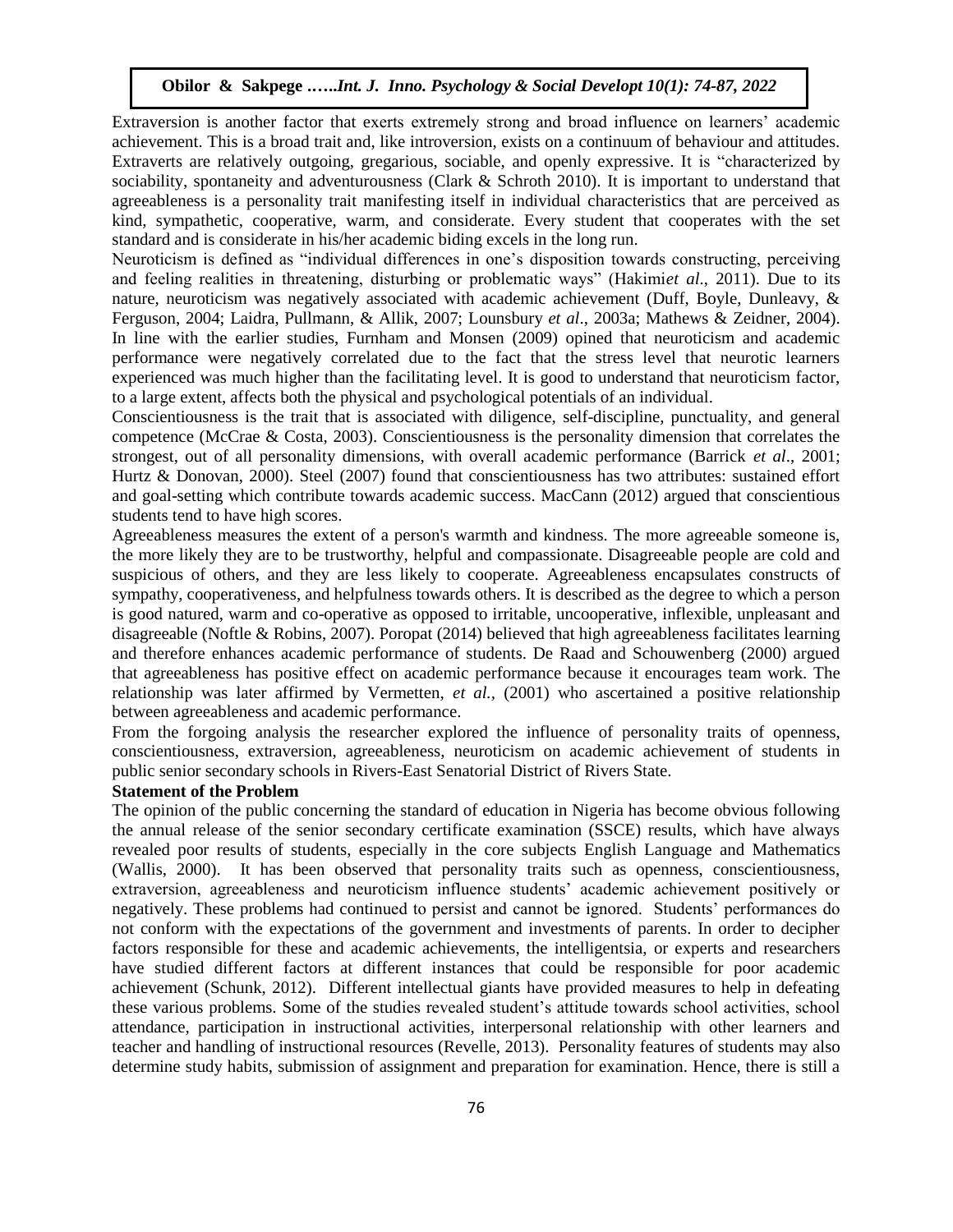Extraversion is another factor that exerts extremely strong and broad influence on learners' academic achievement. This is a broad trait and, like introversion, exists on a continuum of behaviour and attitudes. Extraverts are relatively outgoing, gregarious, sociable, and openly expressive. It is "characterized by sociability, spontaneity and adventurousness (Clark & Schroth 2010). It is important to understand that agreeableness is a personality trait manifesting itself in individual characteristics that are perceived as kind, sympathetic, cooperative, warm, and considerate. Every student that cooperates with the set standard and is considerate in his/her academic biding excels in the long run.

Neuroticism is defined as "individual differences in one's disposition towards constructing, perceiving and feeling realities in threatening, disturbing or problematic ways" (Hakimi*et al*., 2011). Due to its nature, neuroticism was negatively associated with academic achievement (Duff, Boyle, Dunleavy, & Ferguson, 2004; Laidra, Pullmann, & Allik, 2007; Lounsbury *et al*., 2003a; Mathews & Zeidner, 2004). In line with the earlier studies, Furnham and Monsen (2009) opined that neuroticism and academic performance were negatively correlated due to the fact that the stress level that neurotic learners experienced was much higher than the facilitating level. It is good to understand that neuroticism factor, to a large extent, affects both the physical and psychological potentials of an individual.

Conscientiousness is the trait that is associated with diligence, self-discipline, punctuality, and general competence (McCrae & Costa, 2003). Conscientiousness is the personality dimension that correlates the strongest, out of all personality dimensions, with overall academic performance (Barrick *et al*., 2001; Hurtz & Donovan, 2000). Steel (2007) found that conscientiousness has two attributes: sustained effort and goal-setting which contribute towards academic success. MacCann (2012) argued that conscientious students tend to have high scores.

Agreeableness measures the extent of a person's warmth and kindness. The more agreeable someone is, the more likely they are to be trustworthy, helpful and compassionate. Disagreeable people are cold and suspicious of others, and they are less likely to cooperate. Agreeableness encapsulates constructs of sympathy, cooperativeness, and helpfulness towards others. It is described as the degree to which a person is good natured, warm and co-operative as opposed to irritable, uncooperative, inflexible, unpleasant and disagreeable (Noftle & Robins, 2007). Poropat (2014) believed that high agreeableness facilitates learning and therefore enhances academic performance of students. De Raad and Schouwenberg (2000) argued that agreeableness has positive effect on academic performance because it encourages team work. The relationship was later affirmed by Vermetten, *et al.,* (2001) who ascertained a positive relationship between agreeableness and academic performance.

From the forgoing analysis the researcher explored the influence of personality traits of openness, conscientiousness, extraversion, agreeableness, neuroticism on academic achievement of students in public senior secondary schools in Rivers-East Senatorial District of Rivers State.

### Statement of the Problem

The opinion of the public concerning the standard of education in Nigeria has become obvious following the annual release of the senior secondary certificate examination (SSCE) results, which have always revealed poor results of students, especially in the core subjects English Language and Mathematics (Wallis, 2000). It has been observed that personality traits such as openness, conscientiousness, extraversion, agreeableness and neuroticism influence students' academic achievement positively or negatively. These problems had continued to persist and cannot be ignored. Students' performances do not conform with the expectations of the government and investments of parents. In order to decipher factors responsible for these and academic achievements, the intelligentsia, or experts and researchers have studied different factors at different instances that could be responsible for poor academic achievement (Schunk, 2012). Different intellectual giants have provided measures to help in defeating these various problems. Some of the studies revealed student's attitude towards school activities, school attendance, participation in instructional activities, interpersonal relationship with other learners and teacher and handling of instructional resources (Revelle, 2013). Personality features of students may also determine study habits, submission of assignment and preparation for examination. Hence, there is still a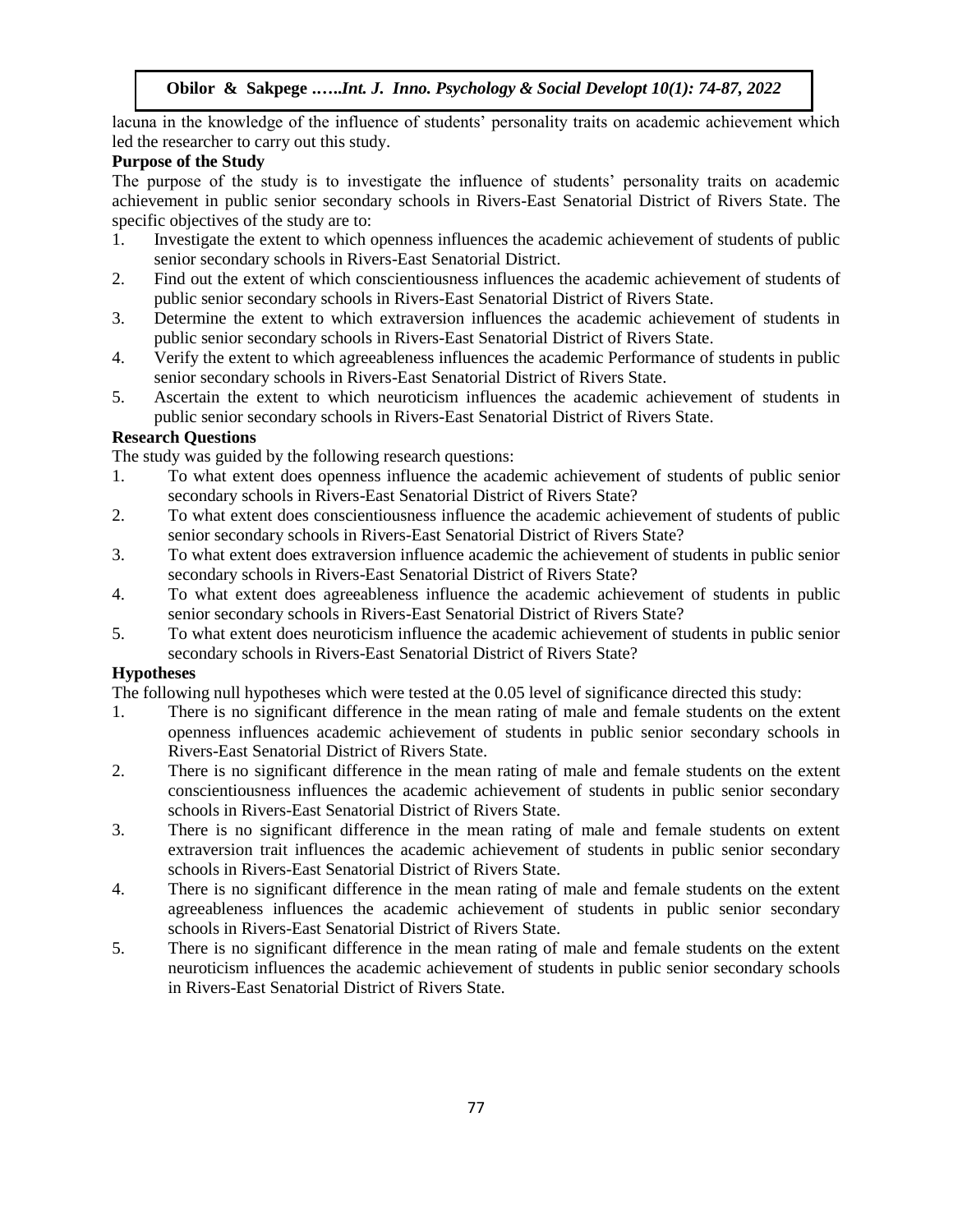lacuna in the knowledge of the influence of students' personality traits on academic achievement which led the researcher to carry out this study.

**Purpose of the Study**

The purpose of the study is to investigate the influence of students' personality traits on academic achievement in public senior secondary schools in Rivers-East Senatorial District of Rivers State. The specific objectives of the study are to:

1. Investigate the extent to which openness influences the academic achievement of students of public senior secondary schools in Rivers-East Senatorial District.
2. Find out the extent of which conscientiousness influences the academic achievement of students of public senior secondary schools in Rivers-East Senatorial District of Rivers State.
3. Determine the extent to which extraversion influences the academic achievement of students in public senior secondary schools in Rivers-East Senatorial District of Rivers State.
4. Verify the extent to which agreeableness influences the academic Performance of students in public senior secondary schools in Rivers-East Senatorial District of Rivers State.
5. Ascertain the extent to which neuroticism influences the academic achievement of students in public senior secondary schools in Rivers-East Senatorial District of Rivers State.

**Research Questions**

The study was guided by the following research questions:

1. To what extent does openness influence the academic achievement of students of public senior secondary schools in Rivers-East Senatorial District of Rivers State?
2. To what extent does conscientiousness influence the academic achievement of students of public senior secondary schools in Rivers-East Senatorial District of Rivers State?
3. To what extent does extraversion influence academic the achievement of students in public senior secondary schools in Rivers-East Senatorial District of Rivers State?
4. To what extent does agreeableness influence the academic achievement of students in public senior secondary schools in Rivers-East Senatorial District of Rivers State?
5. To what extent does neuroticism influence the academic achievement of students in public senior secondary schools in Rivers-East Senatorial District of Rivers State?

**Hypotheses**

The following null hypotheses which were tested at the 0.05 level of significance directed this study:

1. There is no significant difference in the mean rating of male and female students on the extent openness influences academic achievement of students in public senior secondary schools in Rivers-East Senatorial District of Rivers State.
2. There is no significant difference in the mean rating of male and female students on the extent conscientiousness influences the academic achievement of students in public senior secondary schools in Rivers-East Senatorial District of Rivers State.
3. There is no significant difference in the mean rating of male and female students on extent extraversion trait influences the academic achievement of students in public senior secondary schools in Rivers-East Senatorial District of Rivers State.
4. There is no significant difference in the mean rating of male and female students on the extent agreeableness influences the academic achievement of students in public senior secondary schools in Rivers-East Senatorial District of Rivers State.
5. There is no significant difference in the mean rating of male and female students on the extent neuroticism influences the academic achievement of students in public senior secondary schools in Rivers-East Senatorial District of Rivers State.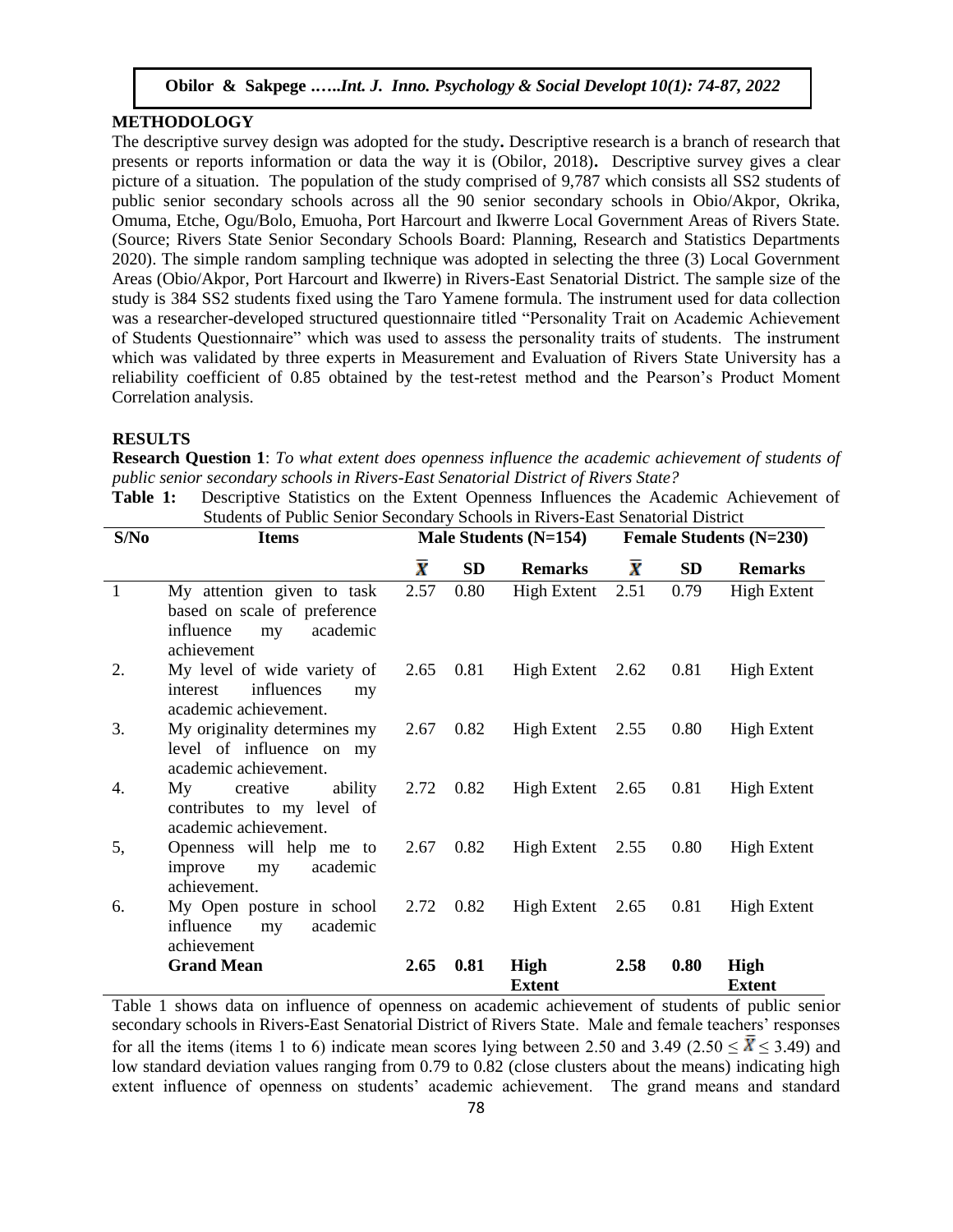## METHODOLOGY

The descriptive survey design was adopted for the study**.** Descriptive research is a branch of research that presents or reports information or data the way it is (Obilor, 2018)**.** Descriptive survey gives a clear picture of a situation. The population of the study comprised of 9,787 which consists all SS2 students of public senior secondary schools across all the 90 senior secondary schools in Obio/Akpor, Okrika, Omuma, Etche, Ogu/Bolo, Emuoha, Port Harcourt and Ikwerre Local Government Areas of Rivers State. (Source; Rivers State Senior Secondary Schools Board: Planning, Research and Statistics Departments 2020). The simple random sampling technique was adopted in selecting the three (3) Local Government Areas (Obio/Akpor, Port Harcourt and Ikwerre) in Rivers-East Senatorial District. The sample size of the study is 384 SS2 students fixed using the Taro Yamene formula. The instrument used for data collection was a researcher-developed structured questionnaire titled "Personality Trait on Academic Achievement of Students Questionnaire" which was used to assess the personality traits of students. The instrument which was validated by three experts in Measurement and Evaluation of Rivers State University has a reliability coefficient of 0.85 obtained by the test-retest method and the Pearson's Product Moment Correlation analysis.

## RESULTS

**Research Question 1**: *To what extent does openness influence the academic achievement of students of public senior secondary schools in Rivers-East Senatorial District of Rivers State?*

**Table 1:** Descriptive Statistics on the Extent Openness Influences the Academic Achievement of Students of Public Senior Secondary Schools in Rivers-East Senatorial District

| S/No | Items | Male Students (N=154) | | | Female Students (N=230) | | |
|---|---|---|---|---|---|---|---|
| | | $\bar{X}$ | SD | Remarks | $\bar{X}$ | SD | Remarks |
| 1 | My attention given to task based on scale of preference influence my academic achievement | 2.57 | 0.80 | High Extent | 2.51 | 0.79 | High Extent |
| 2. | My level of wide variety of interest influences my academic achievement. | 2.65 | 0.81 | High Extent | 2.62 | 0.81 | High Extent |
| 3. | My originality determines my level of influence on my academic achievement. | 2.67 | 0.82 | High Extent | 2.55 | 0.80 | High Extent |
| 4. | My creative ability contributes to my level of academic achievement. | 2.72 | 0.82 | High Extent | 2.65 | 0.81 | High Extent |
| 5, | Openness will help me to improve my academic achievement. | 2.67 | 0.82 | High Extent | 2.55 | 0.80 | High Extent |
| 6. | My Open posture in school influence my academic achievement | 2.72 | 0.82 | High Extent | 2.65 | 0.81 | High Extent |
| | **Grand Mean** | **2.65** | **0.81** | **High Extent** | **2.58** | **0.80** | **High Extent** |

Table 1 shows data on influence of openness on academic achievement of students of public senior secondary schools in Rivers-East Senatorial District of Rivers State. Male and female teachers' responses for all the items (items 1 to 6) indicate mean scores lying between 2.50 and 3.49 ($2.50 \leq \bar{X} \leq 3.49$) and low standard deviation values ranging from 0.79 to 0.82 (close clusters about the means) indicating high extent influence of openness on students' academic achievement. The grand means and standard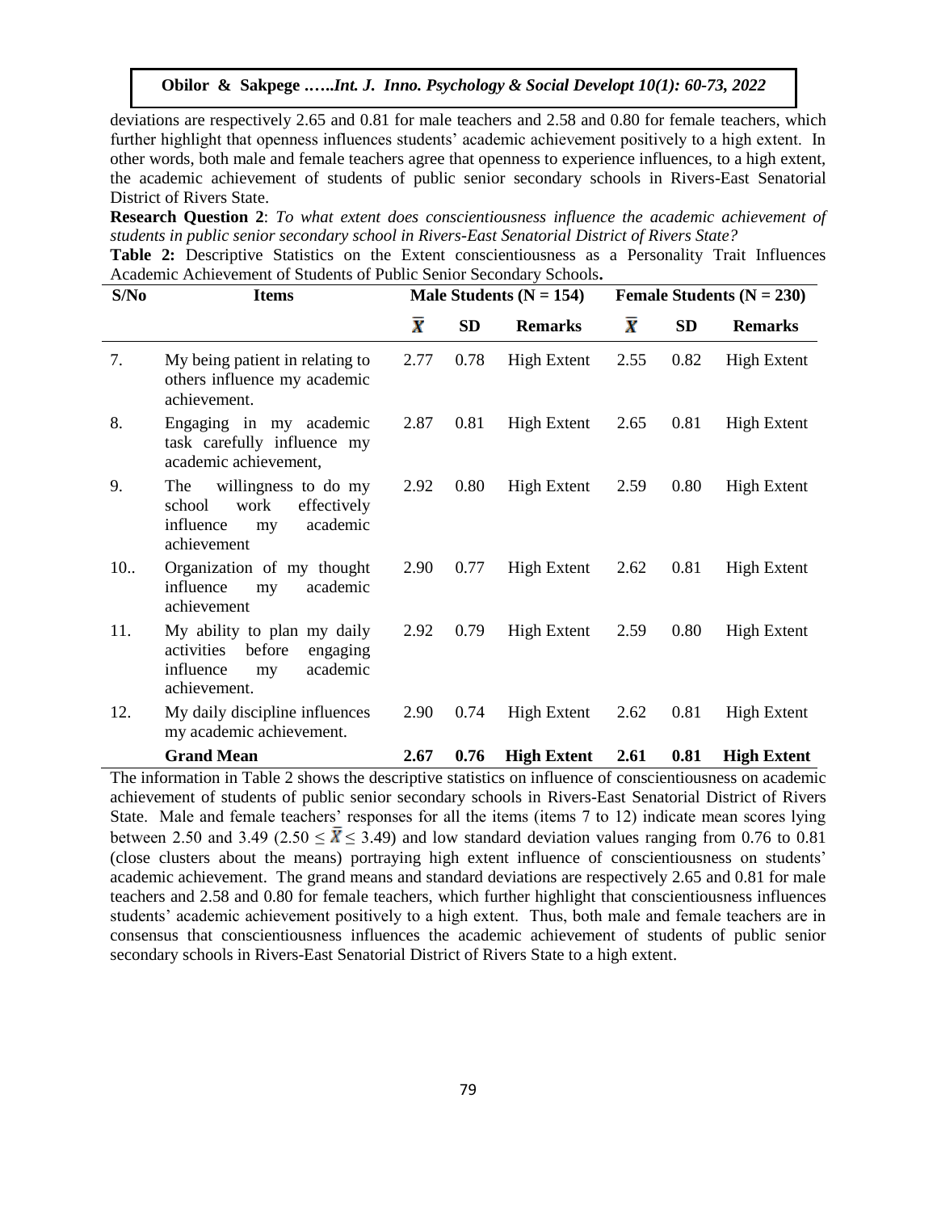deviations are respectively 2.65 and 0.81 for male teachers and 2.58 and 0.80 for female teachers, which further highlight that openness influences students' academic achievement positively to a high extent. In other words, both male and female teachers agree that openness to experience influences, to a high extent, the academic achievement of students of public senior secondary schools in Rivers-East Senatorial District of Rivers State.

**Research Question 2**: *To what extent does conscientiousness influence the academic achievement of students in public senior secondary school in Rivers-East Senatorial District of Rivers State?*

**Table 2:** Descriptive Statistics on the Extent conscientiousness as a Personality Trait Influences Academic Achievement of Students of Public Senior Secondary Schools**.**

| S/No | Items | Male Students (N = 154) | | | Female Students (N = 230) | | |
|---|---|---|---|---|---|---|---|
| | | $\bar{X}$ | SD | Remarks | $\bar{X}$ | SD | Remarks |
| 7. | My being patient in relating to others influence my academic achievement. | 2.77 | 0.78 | High Extent | 2.55 | 0.82 | High Extent |
| 8. | Engaging in my academic task carefully influence my academic achievement, | 2.87 | 0.81 | High Extent | 2.65 | 0.81 | High Extent |
| 9. | The willingness to do my school work effectively influence my academic achievement | 2.92 | 0.80 | High Extent | 2.59 | 0.80 | High Extent |
| 10.. | Organization of my thought influence my academic achievement | 2.90 | 0.77 | High Extent | 2.62 | 0.81 | High Extent |
| 11. | My ability to plan my daily activities before engaging influence my academic achievement. | 2.92 | 0.79 | High Extent | 2.59 | 0.80 | High Extent |
| 12. | My daily discipline influences my academic achievement. | 2.90 | 0.74 | High Extent | 2.62 | 0.81 | High Extent |
| | **Grand Mean** | **2.67** | **0.76** | **High Extent** | **2.61** | **0.81** | **High Extent** |

The information in Table 2 shows the descriptive statistics on influence of conscientiousness on academic achievement of students of public senior secondary schools in Rivers-East Senatorial District of Rivers State. Male and female teachers' responses for all the items (items 7 to 12) indicate mean scores lying between 2.50 and 3.49 ($2.50 \leq \bar{X} \leq 3.49$) and low standard deviation values ranging from 0.76 to 0.81 (close clusters about the means) portraying high extent influence of conscientiousness on students' academic achievement. The grand means and standard deviations are respectively 2.65 and 0.81 for male teachers and 2.58 and 0.80 for female teachers, which further highlight that conscientiousness influences students' academic achievement positively to a high extent. Thus, both male and female teachers are in consensus that conscientiousness influences the academic achievement of students of public senior secondary schools in Rivers-East Senatorial District of Rivers State to a high extent.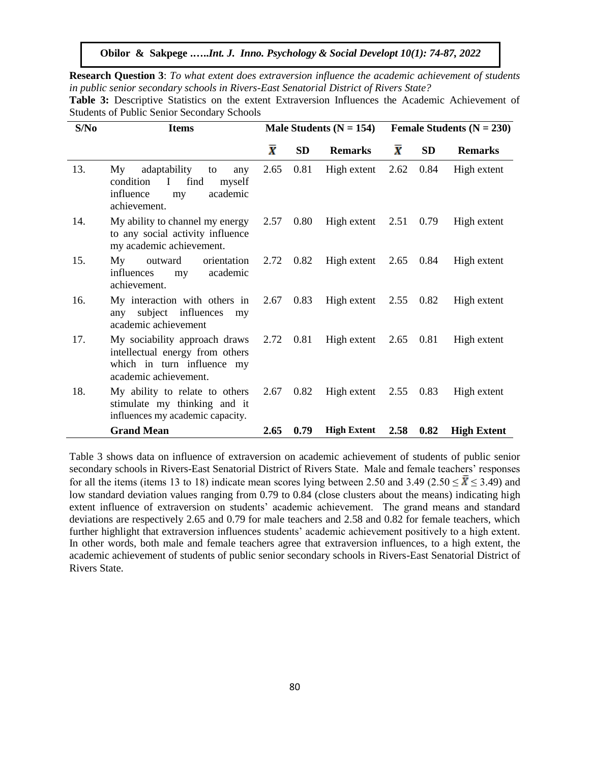**Research Question 3**: *To what extent does extraversion influence the academic achievement of students in public senior secondary schools in Rivers-East Senatorial District of Rivers State?*

**Table 3:** Descriptive Statistics on the extent Extraversion Influences the Academic Achievement of Students of Public Senior Secondary Schools

| S/No | Items | Male Students (N = 154) | | | Female Students (N = 230) | | |
|---|---|---|---|---|---|---|---|
| | | $\bar{X}$ | SD | Remarks | $\bar{X}$ | SD | Remarks |
| 13. | My adaptability to any condition I find myself influence my academic achievement. | 2.65 | 0.81 | High extent | 2.62 | 0.84 | High extent |
| 14. | My ability to channel my energy to any social activity influence my academic achievement. | 2.57 | 0.80 | High extent | 2.51 | 0.79 | High extent |
| 15. | My outward orientation influences my academic achievement. | 2.72 | 0.82 | High extent | 2.65 | 0.84 | High extent |
| 16. | My interaction with others in any subject influences my academic achievement | 2.67 | 0.83 | High extent | 2.55 | 0.82 | High extent |
| 17. | My sociability approach draws intellectual energy from others which in turn influence my academic achievement. | 2.72 | 0.81 | High extent | 2.65 | 0.81 | High extent |
| 18. | My ability to relate to others stimulate my thinking and it influences my academic capacity. | 2.67 | 0.82 | High extent | 2.55 | 0.83 | High extent |
| | **Grand Mean** | **2.65** | **0.79** | **High Extent** | **2.58** | **0.82** | **High Extent** |

Table 3 shows data on influence of extraversion on academic achievement of students of public senior secondary schools in Rivers-East Senatorial District of Rivers State. Male and female teachers' responses for all the items (items 13 to 18) indicate mean scores lying between 2.50 and 3.49 ($2.50 \leq \bar{X} \leq 3.49$) and low standard deviation values ranging from 0.79 to 0.84 (close clusters about the means) indicating high extent influence of extraversion on students' academic achievement. The grand means and standard deviations are respectively 2.65 and 0.79 for male teachers and 2.58 and 0.82 for female teachers, which further highlight that extraversion influences students' academic achievement positively to a high extent. In other words, both male and female teachers agree that extraversion influences, to a high extent, the academic achievement of students of public senior secondary schools in Rivers-East Senatorial District of Rivers State.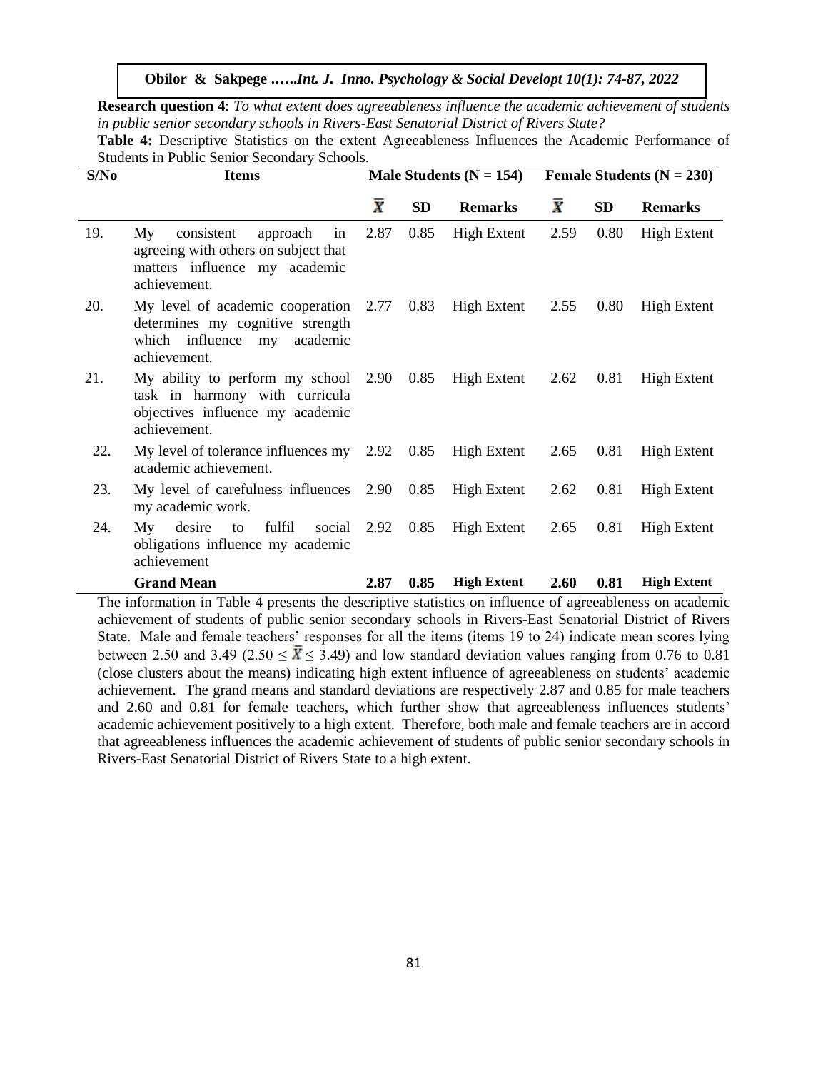**Research question 4**: *To what extent does agreeableness influence the academic achievement of students in public senior secondary schools in Rivers-East Senatorial District of Rivers State?*

**Table 4:** Descriptive Statistics on the extent Agreeableness Influences the Academic Performance of Students in Public Senior Secondary Schools.

| S/No | Items | Male Students (N = 154) | | | Female Students (N = 230) | | |
|---|---|---|---|---|---|---|---|
| | | $\bar{X}$ | SD | Remarks | $\bar{X}$ | SD | Remarks |
| 19. | My consistent approach in agreeing with others on subject that matters influence my academic achievement. | 2.87 | 0.85 | High Extent | 2.59 | 0.80 | High Extent |
| 20. | My level of academic cooperation determines my cognitive strength which influence my academic achievement. | 2.77 | 0.83 | High Extent | 2.55 | 0.80 | High Extent |
| 21. | My ability to perform my school task in harmony with curricula objectives influence my academic achievement. | 2.90 | 0.85 | High Extent | 2.62 | 0.81 | High Extent |
| 22. | My level of tolerance influences my academic achievement. | 2.92 | 0.85 | High Extent | 2.65 | 0.81 | High Extent |
| 23. | My level of carefulness influences my academic work. | 2.90 | 0.85 | High Extent | 2.62 | 0.81 | High Extent |
| 24. | My desire to fulfil social obligations influence my academic achievement | 2.92 | 0.85 | High Extent | 2.65 | 0.81 | High Extent |
| | **Grand Mean** | **2.87** | **0.85** | **High Extent** | **2.60** | **0.81** | **High Extent** |

The information in Table 4 presents the descriptive statistics on influence of agreeableness on academic achievement of students of public senior secondary schools in Rivers-East Senatorial District of Rivers State. Male and female teachers' responses for all the items (items 19 to 24) indicate mean scores lying between 2.50 and 3.49 ($2.50 \leq \bar{X} \leq 3.49$) and low standard deviation values ranging from 0.76 to 0.81 (close clusters about the means) indicating high extent influence of agreeableness on students' academic achievement. The grand means and standard deviations are respectively 2.87 and 0.85 for male teachers and 2.60 and 0.81 for female teachers, which further show that agreeableness influences students' academic achievement positively to a high extent. Therefore, both male and female teachers are in accord that agreeableness influences the academic achievement of students of public senior secondary schools in Rivers-East Senatorial District of Rivers State to a high extent.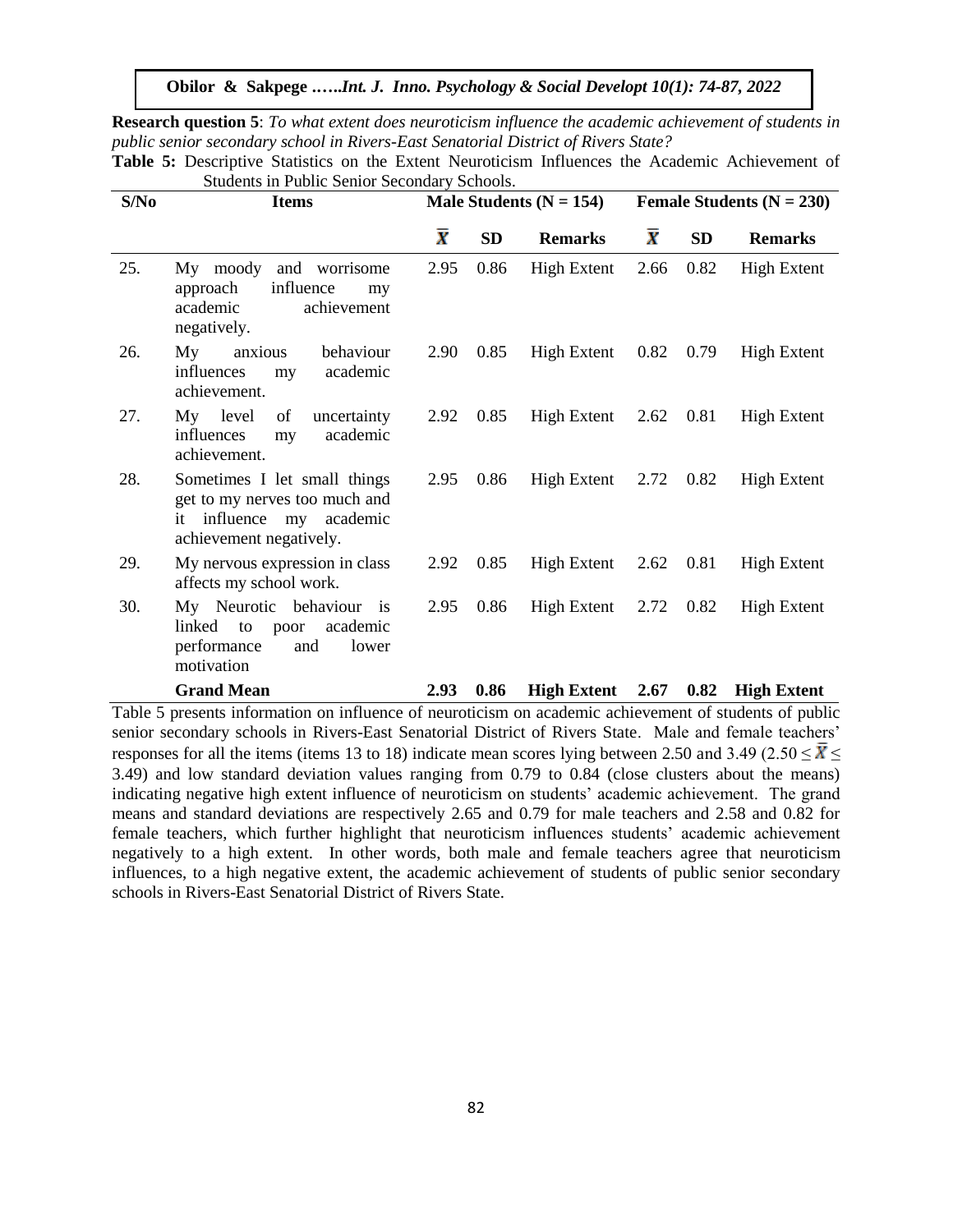**Research question 5**: *To what extent does neuroticism influence the academic achievement of students in public senior secondary school in Rivers-East Senatorial District of Rivers State?*

**Table 5:** Descriptive Statistics on the Extent Neuroticism Influences the Academic Achievement of Students in Public Senior Secondary Schools.

| S/No | Items | Male Students (N = 154) | | | Female Students (N = 230) | | |
|---|---|---|---|---|---|---|---|
| | | $\bar{X}$ | SD | Remarks | $\bar{X}$ | SD | Remarks |
| 25. | My moody and worrisome approach influence my academic achievement negatively. | 2.95 | 0.86 | High Extent | 2.66 | 0.82 | High Extent |
| 26. | My anxious behaviour influences my academic achievement. | 2.90 | 0.85 | High Extent | 0.82 | 0.79 | High Extent |
| 27. | My level of uncertainty influences my academic achievement. | 2.92 | 0.85 | High Extent | 2.62 | 0.81 | High Extent |
| 28. | Sometimes I let small things get to my nerves too much and it influence my academic achievement negatively. | 2.95 | 0.86 | High Extent | 2.72 | 0.82 | High Extent |
| 29. | My nervous expression in class affects my school work. | 2.92 | 0.85 | High Extent | 2.62 | 0.81 | High Extent |
| 30. | My Neurotic behaviour is linked to poor academic performance and lower motivation | 2.95 | 0.86 | High Extent | 2.72 | 0.82 | High Extent |
| | **Grand Mean** | **2.93** | **0.86** | **High Extent** | **2.67** | **0.82** | **High Extent** |

Table 5 presents information on influence of neuroticism on academic achievement of students of public senior secondary schools in Rivers-East Senatorial District of Rivers State. Male and female teachers' responses for all the items (items 13 to 18) indicate mean scores lying between 2.50 and 3.49 ($2.50 \leq \bar{X} \leq 3.49$) and low standard deviation values ranging from 0.79 to 0.84 (close clusters about the means) indicating negative high extent influence of neuroticism on students' academic achievement. The grand means and standard deviations are respectively 2.65 and 0.79 for male teachers and 2.58 and 0.82 for female teachers, which further highlight that neuroticism influences students' academic achievement negatively to a high extent. In other words, both male and female teachers agree that neuroticism influences, to a high negative extent, the academic achievement of students of public senior secondary schools in Rivers-East Senatorial District of Rivers State.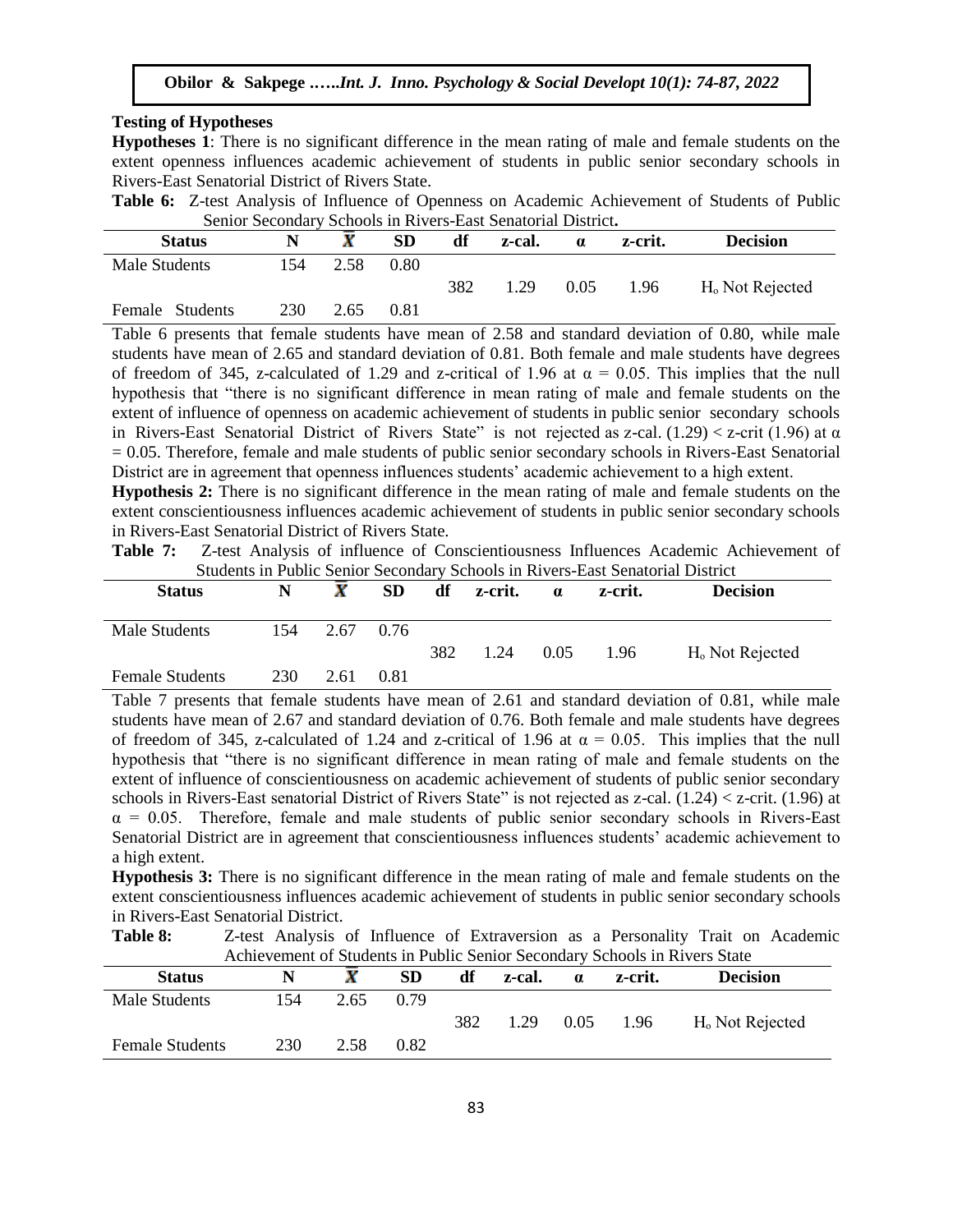**Testing of Hypotheses**

**Hypotheses 1**: There is no significant difference in the mean rating of male and female students on the extent openness influences academic achievement of students in public senior secondary schools in Rivers-East Senatorial District of Rivers State.

**Table 6:** Z-test Analysis of Influence of Openness on Academic Achievement of Students of Public Senior Secondary Schools in Rivers-East Senatorial District**.**

| Status | N | $\bar{X}$ | SD | df | z-cal. | α | z-crit. | Decision |
|---|---|---|---|---|---|---|---|---|
| Male Students | 154 | 2.58 | 0.80 | | | | | |
| | | | | 382 | 1.29 | 0.05 | 1.96 | $H_o$ Not Rejected |
| Female Students | 230 | 2.65 | 0.81 | | | | | |

Table 6 presents that female students have mean of 2.58 and standard deviation of 0.80, while male students have mean of 2.65 and standard deviation of 0.81. Both female and male students have degrees of freedom of 345, z-calculated of 1.29 and z-critical of 1.96 at α = 0.05. This implies that the null hypothesis that "there is no significant difference in mean rating of male and female students on the extent of influence of openness on academic achievement of students in public senior secondary schools in Rivers-East Senatorial District of Rivers State" is not rejected as z-cal. (1.29) < z-crit (1.96) at α = 0.05. Therefore, female and male students of public senior secondary schools in Rivers-East Senatorial District are in agreement that openness influences students' academic achievement to a high extent.

**Hypothesis 2:** There is no significant difference in the mean rating of male and female students on the extent conscientiousness influences academic achievement of students in public senior secondary schools in Rivers-East Senatorial District of Rivers State.

**Table 7:** Z-test Analysis of influence of Conscientiousness Influences Academic Achievement of Students in Public Senior Secondary Schools in Rivers-East Senatorial District

| Status | N | $\bar{X}$ | SD | df | z-crit. | α | z-crit. | Decision |
|---|---|---|---|---|---|---|---|---|
| Male Students | 154 | 2.67 | 0.76 | | | | | |
| | | | | 382 | 1.24 | 0.05 | 1.96 | $H_o$ Not Rejected |
| Female Students | 230 | 2.61 | 0.81 | | | | | |

Table 7 presents that female students have mean of 2.61 and standard deviation of 0.81, while male students have mean of 2.67 and standard deviation of 0.76. Both female and male students have degrees of freedom of 345, z-calculated of 1.24 and z-critical of 1.96 at α = 0.05. This implies that the null hypothesis that "there is no significant difference in mean rating of male and female students on the extent of influence of conscientiousness on academic achievement of students of public senior secondary schools in Rivers-East senatorial District of Rivers State" is not rejected as z-cal. (1.24) < z-crit. (1.96) at α = 0.05. Therefore, female and male students of public senior secondary schools in Rivers-East Senatorial District are in agreement that conscientiousness influences students' academic achievement to a high extent.

**Hypothesis 3:** There is no significant difference in the mean rating of male and female students on the extent conscientiousness influences academic achievement of students in public senior secondary schools in Rivers-East Senatorial District.

**Table 8:** Z-test Analysis of Influence of Extraversion as a Personality Trait on Academic Achievement of Students in Public Senior Secondary Schools in Rivers State

| Status | N | $\bar{X}$ | SD | df | z-cal. | α | z-crit. | Decision |
|---|---|---|---|---|---|---|---|---|
| Male Students | 154 | 2.65 | 0.79 | | | | | |
| | | | | 382 | 1.29 | 0.05 | 1.96 | $H_o$ Not Rejected |
| Female Students | 230 | 2.58 | 0.82 | | | | | |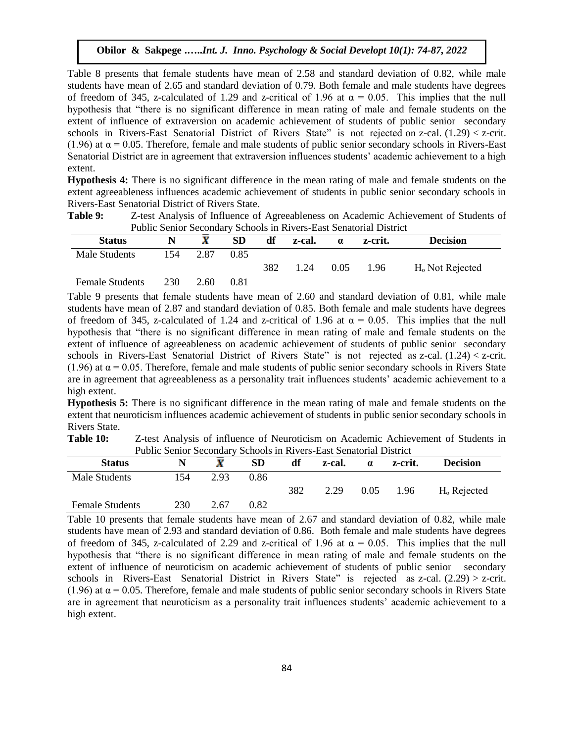Table 8 presents that female students have mean of 2.58 and standard deviation of 0.82, while male students have mean of 2.65 and standard deviation of 0.79. Both female and male students have degrees of freedom of 345, z-calculated of 1.29 and z-critical of 1.96 at $\alpha = 0.05$. This implies that the null hypothesis that "there is no significant difference in mean rating of male and female students on the extent of influence of extraversion on academic achievement of students of public senior secondary schools in Rivers-East Senatorial District of Rivers State" is not rejected on z-cal. (1.29) < z-crit. (1.96) at $\alpha = 0.05$. Therefore, female and male students of public senior secondary schools in Rivers-East Senatorial District are in agreement that extraversion influences students' academic achievement to a high extent.

**Hypothesis 4:** There is no significant difference in the mean rating of male and female students on the extent agreeableness influences academic achievement of students in public senior secondary schools in Rivers-East Senatorial District of Rivers State.

**Table 9:** Z-test Analysis of Influence of Agreeableness on Academic Achievement of Students of Public Senior Secondary Schools in Rivers-East Senatorial District

| Status | N | $\bar{X}$ | SD | df | z-cal. | α | z-crit. | Decision |
|---|---|---|---|---|---|---|---|---|
| Male Students | 154 | 2.87 | 0.85 | | | | | |
| | | | | 382 | 1.24 | 0.05 | 1.96 | $H_o$ Not Rejected |
| Female Students | 230 | 2.60 | 0.81 | | | | | |

Table 9 presents that female students have mean of 2.60 and standard deviation of 0.81, while male students have mean of 2.87 and standard deviation of 0.85. Both female and male students have degrees of freedom of 345, z-calculated of 1.24 and z-critical of 1.96 at $\alpha = 0.05$. This implies that the null hypothesis that "there is no significant difference in mean rating of male and female students on the extent of influence of agreeableness on academic achievement of students of public senior secondary schools in Rivers-East Senatorial District of Rivers State" is not rejected as z-cal. (1.24) < z-crit. (1.96) at $\alpha = 0.05$. Therefore, female and male students of public senior secondary schools in Rivers State are in agreement that agreeableness as a personality trait influences students' academic achievement to a high extent.

**Hypothesis 5:** There is no significant difference in the mean rating of male and female students on the extent that neuroticism influences academic achievement of students in public senior secondary schools in Rivers State.

**Table 10:** Z-test Analysis of influence of Neuroticism on Academic Achievement of Students in Public Senior Secondary Schools in Rivers-East Senatorial District

| Status | N | $\bar{X}$ | SD | df | z-cal. | α | z-crit. | Decision |
|---|---|---|---|---|---|---|---|---|
| Male Students | 154 | 2.93 | 0.86 | | | | | |
| | | | | 382 | 2.29 | 0.05 | 1.96 | $H_o$ Rejected |
| Female Students | 230 | 2.67 | 0.82 | | | | | |

Table 10 presents that female students have mean of 2.67 and standard deviation of 0.82, while male students have mean of 2.93 and standard deviation of 0.86. Both female and male students have degrees of freedom of 345, z-calculated of 2.29 and z-critical of 1.96 at $\alpha = 0.05$. This implies that the null hypothesis that "there is no significant difference in mean rating of male and female students on the extent of influence of neuroticism on academic achievement of students of public senior secondary schools in Rivers-East Senatorial District in Rivers State" is rejected as z-cal. (2.29) > z-crit. (1.96) at $\alpha = 0.05$. Therefore, female and male students of public senior secondary schools in Rivers State are in agreement that neuroticism as a personality trait influences students' academic achievement to a high extent.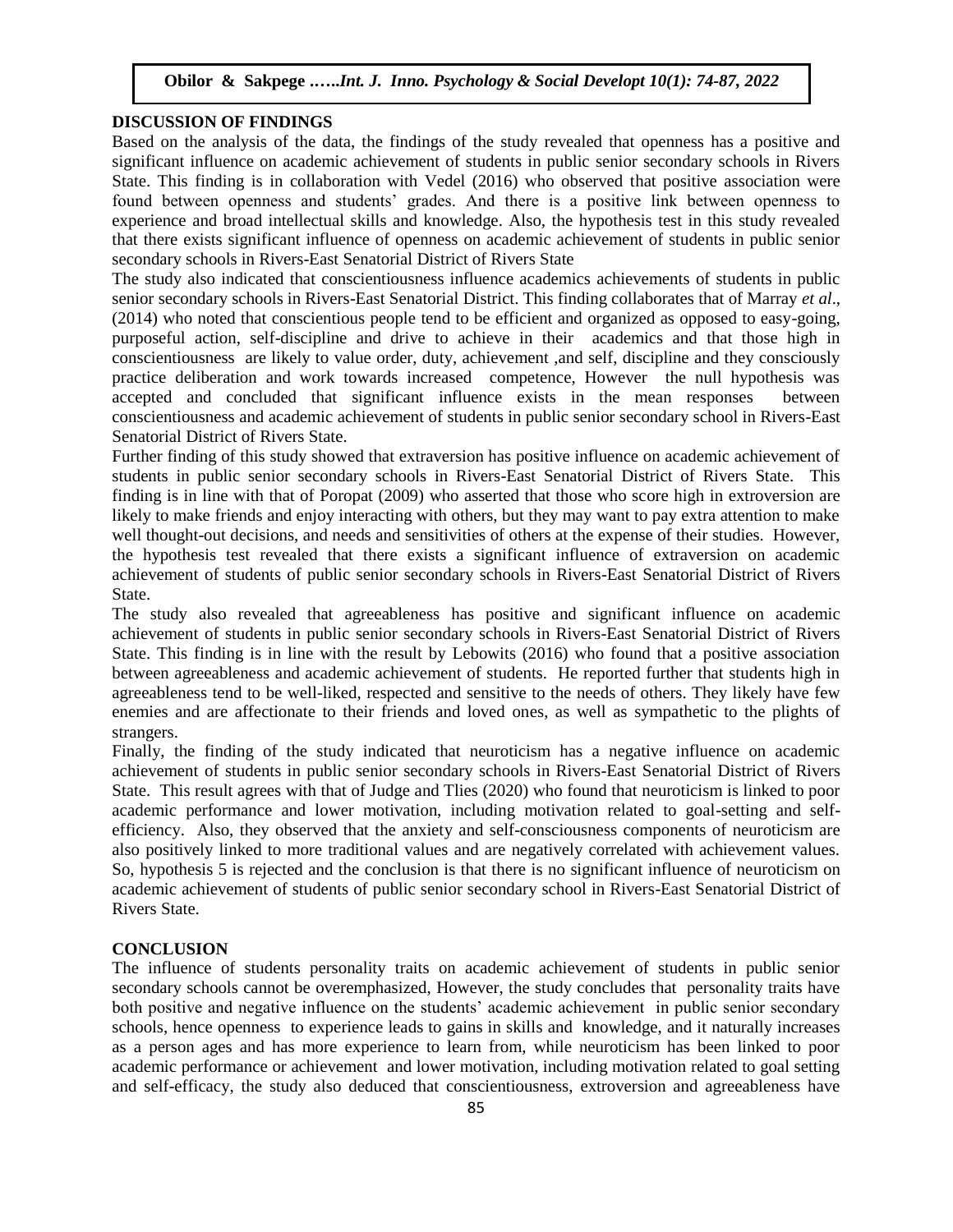## DISCUSSION OF FINDINGS

Based on the analysis of the data, the findings of the study revealed that openness has a positive and significant influence on academic achievement of students in public senior secondary schools in Rivers State. This finding is in collaboration with Vedel (2016) who observed that positive association were found between openness and students' grades. And there is a positive link between openness to experience and broad intellectual skills and knowledge. Also, the hypothesis test in this study revealed that there exists significant influence of openness on academic achievement of students in public senior secondary schools in Rivers-East Senatorial District of Rivers State

The study also indicated that conscientiousness influence academics achievements of students in public senior secondary schools in Rivers-East Senatorial District. This finding collaborates that of Marray *et al*., (2014) who noted that conscientious people tend to be efficient and organized as opposed to easy-going, purposeful action, self-discipline and drive to achieve in their academics and that those high in conscientiousness are likely to value order, duty, achievement ,and self, discipline and they consciously practice deliberation and work towards increased competence, However the null hypothesis was accepted and concluded that significant influence exists in the mean responses between conscientiousness and academic achievement of students in public senior secondary school in Rivers-East Senatorial District of Rivers State.

Further finding of this study showed that extraversion has positive influence on academic achievement of students in public senior secondary schools in Rivers-East Senatorial District of Rivers State. This finding is in line with that of Poropat (2009) who asserted that those who score high in extroversion are likely to make friends and enjoy interacting with others, but they may want to pay extra attention to make well thought-out decisions, and needs and sensitivities of others at the expense of their studies. However, the hypothesis test revealed that there exists a significant influence of extraversion on academic achievement of students of public senior secondary schools in Rivers-East Senatorial District of Rivers State.

The study also revealed that agreeableness has positive and significant influence on academic achievement of students in public senior secondary schools in Rivers-East Senatorial District of Rivers State. This finding is in line with the result by Lebowits (2016) who found that a positive association between agreeableness and academic achievement of students. He reported further that students high in agreeableness tend to be well-liked, respected and sensitive to the needs of others. They likely have few enemies and are affectionate to their friends and loved ones, as well as sympathetic to the plights of strangers.

Finally, the finding of the study indicated that neuroticism has a negative influence on academic achievement of students in public senior secondary schools in Rivers-East Senatorial District of Rivers State. This result agrees with that of Judge and Tlies (2020) who found that neuroticism is linked to poor academic performance and lower motivation, including motivation related to goal-setting and self-efficiency. Also, they observed that the anxiety and self-consciousness components of neuroticism are also positively linked to more traditional values and are negatively correlated with achievement values. So, hypothesis 5 is rejected and the conclusion is that there is no significant influence of neuroticism on academic achievement of students of public senior secondary school in Rivers-East Senatorial District of Rivers State.

## CONCLUSION

The influence of students personality traits on academic achievement of students in public senior secondary schools cannot be overemphasized, However, the study concludes that personality traits have both positive and negative influence on the students' academic achievement in public senior secondary schools, hence openness to experience leads to gains in skills and knowledge, and it naturally increases as a person ages and has more experience to learn from, while neuroticism has been linked to poor academic performance or achievement and lower motivation, including motivation related to goal setting and self-efficacy, the study also deduced that conscientiousness, extroversion and agreeableness have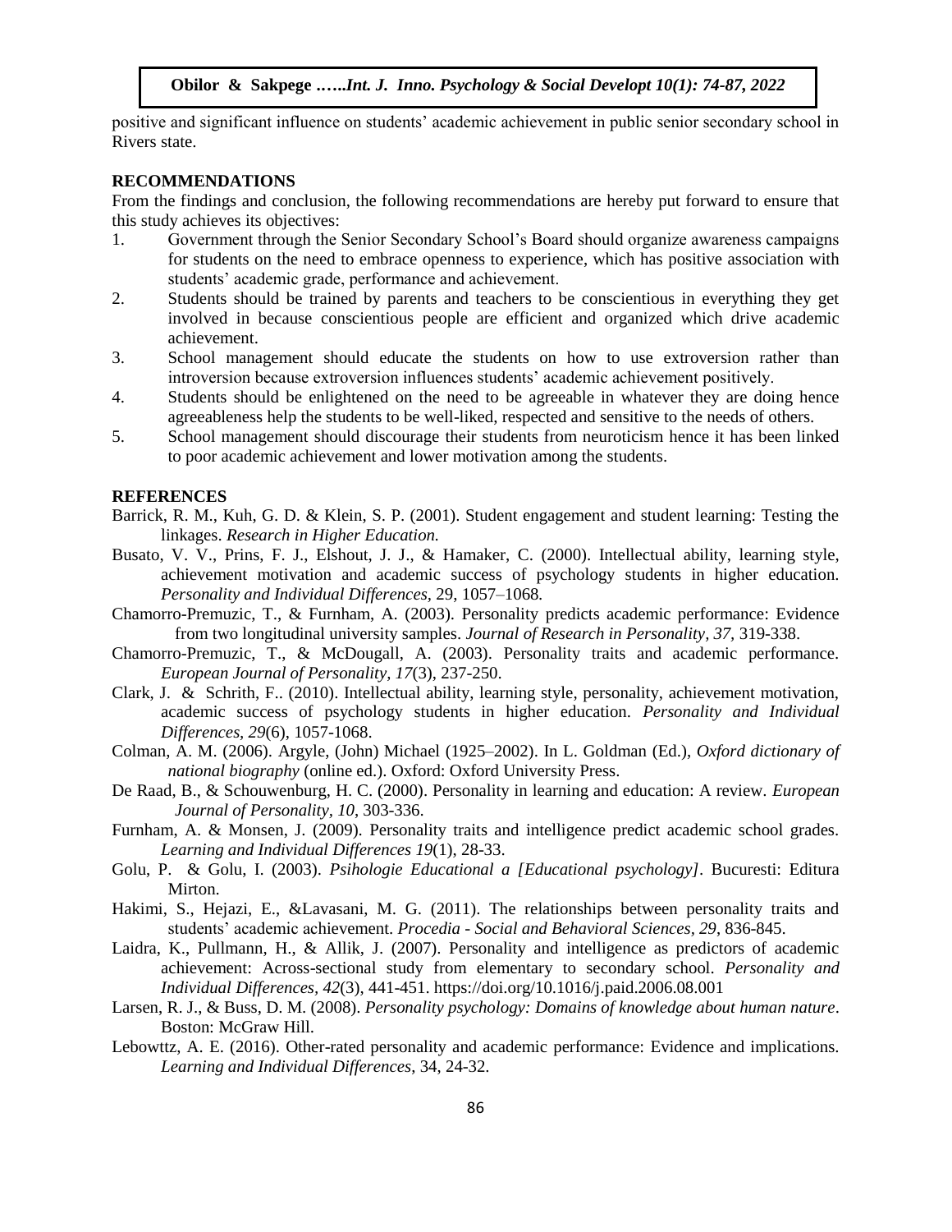positive and significant influence on students' academic achievement in public senior secondary school in Rivers state.

## RECOMMENDATIONS

From the findings and conclusion, the following recommendations are hereby put forward to ensure that this study achieves its objectives:

1. Government through the Senior Secondary School's Board should organize awareness campaigns for students on the need to embrace openness to experience, which has positive association with students' academic grade, performance and achievement.
2. Students should be trained by parents and teachers to be conscientious in everything they get involved in because conscientious people are efficient and organized which drive academic achievement.
3. School management should educate the students on how to use extroversion rather than introversion because extroversion influences students' academic achievement positively.
4. Students should be enlightened on the need to be agreeable in whatever they are doing hence agreeableness help the students to be well-liked, respected and sensitive to the needs of others.
5. School management should discourage their students from neuroticism hence it has been linked to poor academic achievement and lower motivation among the students.

## REFERENCES

Barrick, R. M., Kuh, G. D. & Klein, S. P. (2001). Student engagement and student learning: Testing the linkages. *Research in Higher Education.*

Busato, V. V., Prins, F. J., Elshout, J. J., & Hamaker, C. (2000). Intellectual ability, learning style, achievement motivation and academic success of psychology students in higher education. *Personality and Individual Differences*, 29, 1057–1068.

Chamorro-Premuzic, T., & Furnham, A. (2003). Personality predicts academic performance: Evidence from two longitudinal university samples. *Journal of Research in Personality, 37,* 319-338.

Chamorro-Premuzic, T., & McDougall, A. (2003). Personality traits and academic performance. *European Journal of Personality, 17*(3), 237-250.

Clark, J. & Schrith, F.. (2010). Intellectual ability, learning style, personality, achievement motivation, academic success of psychology students in higher education. *Personality and Individual Differences*, *29*(6), 1057-1068.

Colman, A. M. (2006). Argyle, (John) Michael (1925–2002). In L. Goldman (Ed.), *Oxford dictionary of national biography* (online ed.). Oxford: Oxford University Press.

De Raad, B., & Schouwenburg, H. C. (2000). Personality in learning and education: A review. *European Journal of Personality, 10,* 303-336.

Furnham, A. & Monsen, J. (2009). Personality traits and intelligence predict academic school grades. *Learning and Individual Differences 19*(1), 28-33.

Golu, P. & Golu, I. (2003). *Psihologie Educational a [Educational psychology]*. Bucuresti: Editura Mirton.

Hakimi, S., Hejazi, E., &Lavasani, M. G. (2011). The relationships between personality traits and students' academic achievement. *Procedia - Social and Behavioral Sciences, 29*, 836-845.

Laidra, K., Pullmann, H., & Allik, J. (2007). Personality and intelligence as predictors of academic achievement: Across-sectional study from elementary to secondary school. *Personality and Individual Differences, 42*(3), 441-451. https://doi.org/10.1016/j.paid.2006.08.001

Larsen, R. J., & Buss, D. M. (2008). *Personality psychology: Domains of knowledge about human nature*. Boston: McGraw Hill.

Lebowttz, A. E. (2016). Other-rated personality and academic performance: Evidence and implications. *Learning and Individual Differences*, 34, 24-32.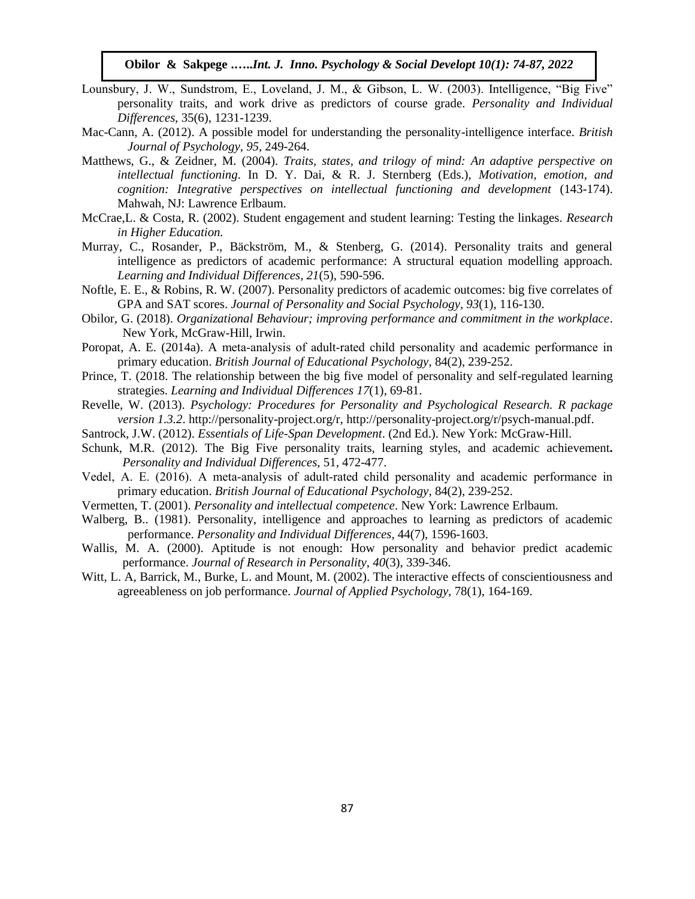Lounsbury, J. W., Sundstrom, E., Loveland, J. M., & Gibson, L. W. (2003). Intelligence, "Big Five" personality traits, and work drive as predictors of course grade. *Personality and Individual Differences,* 35(6), 1231-1239.

Mac-Cann, A. (2012). A possible model for understanding the personality-intelligence interface. *British Journal of Psychology, 95,* 249-264.

Matthews, G., & Zeidner, M. (2004). *Traits, states, and trilogy of mind: An adaptive perspective on intellectual functioning*. In D. Y. Dai, & R. J. Sternberg (Eds.), *Motivation, emotion, and cognition: Integrative perspectives on intellectual functioning and development* (143-174). Mahwah, NJ: Lawrence Erlbaum.

McCrae,L. & Costa, R. (2002). Student engagement and student learning: Testing the linkages. *Research in Higher Education.*

Murray, C., Rosander, P., Bäckström, M., & Stenberg, G. (2014). Personality traits and general intelligence as predictors of academic performance: A structural equation modelling approach. *Learning and Individual Differences, 21*(5), 590-596.

Noftle, E. E., & Robins, R. W. (2007). Personality predictors of academic outcomes: big five correlates of GPA and SAT scores. *Journal of Personality and Social Psychology, 93*(1), 116-130.

Obilor, G. (2018). *Organizational Behaviour; improving performance and commitment in the workplace*. New York, McGraw-Hill, Irwin.

Poropat, A. E. (2014a). A meta-analysis of adult-rated child personality and academic performance in primary education. *British Journal of Educational Psychology*, 84(2), 239-252.

Prince, T. (2018. The relationship between the big five model of personality and self-regulated learning strategies. *Learning and Individual Differences 17*(1), 69-81.

Revelle, W. (2013). *Psychology: Procedures for Personality and Psychological Research. R package version 1.3.2*. http://personality-project.org/r, http://personality-project.org/r/psych-manual.pdf.

Santrock, J.W. (2012). *Essentials of Life-Span Development*. (2nd Ed.). New York: McGraw-Hill.

Schunk, M.R. (2012). The Big Five personality traits, learning styles, and academic achievement**.** *Personality and Individual Differences*, 51, 472-477.

Vedel, A. E. (2016). A meta-analysis of adult-rated child personality and academic performance in primary education. *British Journal of Educational Psychology*, 84(2), 239-252.

Vermetten, T. (2001). *Personality and intellectual competence*. New York: Lawrence Erlbaum.

Walberg, B.. (1981). Personality, intelligence and approaches to learning as predictors of academic performance. *Personality and Individual Differences*, 44(7), 1596-1603.

Wallis, M. A. (2000). Aptitude is not enough: How personality and behavior predict academic performance. *Journal of Research in Personality, 40*(3), 339-346.

Witt, L. A, Barrick, M., Burke, L. and Mount, M. (2002). The interactive effects of conscientiousness and agreeableness on job performance. *Journal of Applied Psychology,* 78(1), 164-169.